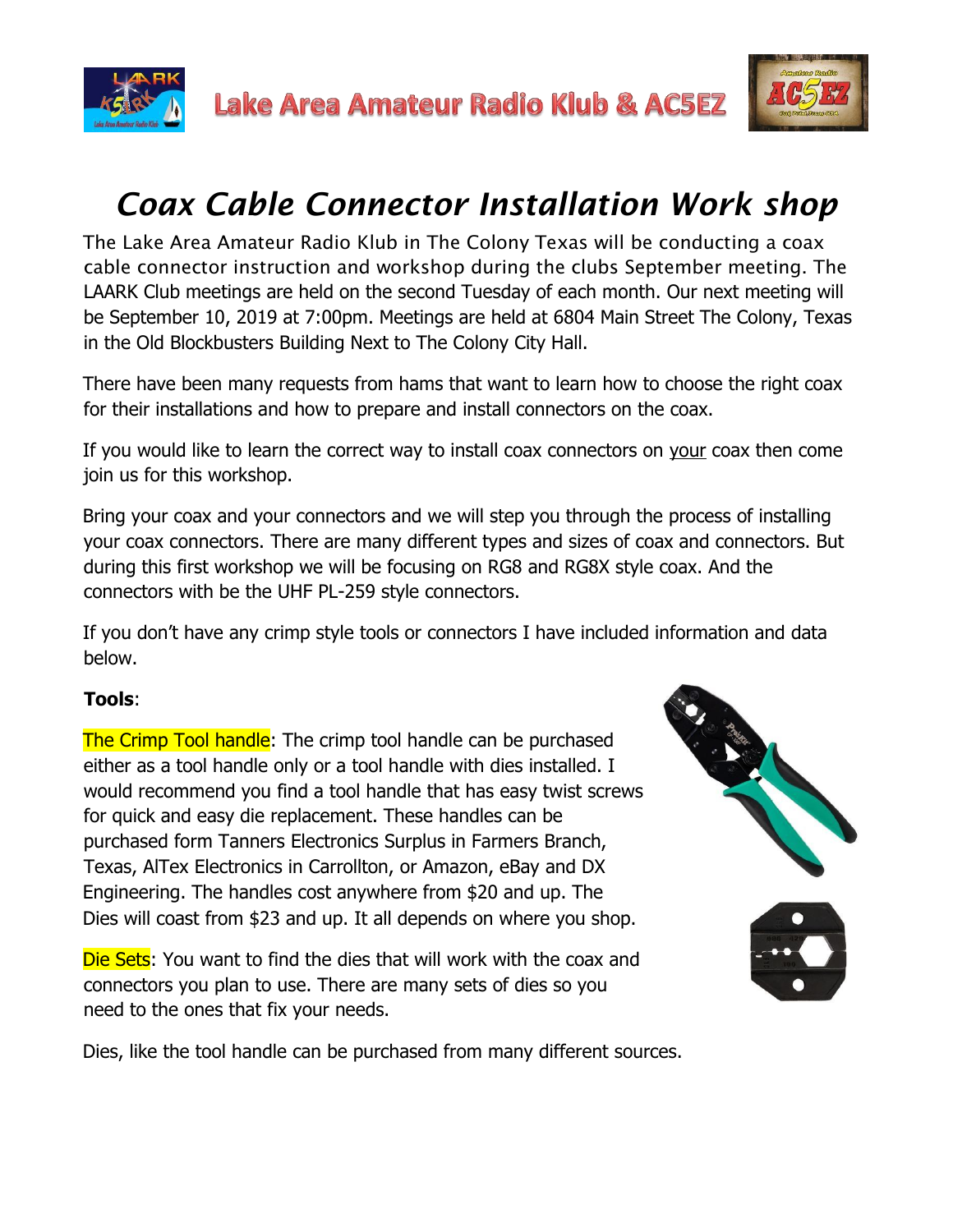Lake Area Amateur Radio Klub & AC5EZ

# *Coax Cable Connector Installation Work shop*

The Lake Area Amateur Radio Klub in The Colony Texas will be conducting a coax cable connector instruction and workshop during the clubs September meeting. The LAARK Club meetings are held on the second Tuesday of each month. Our next meeting will be September 10, 2019 at 7:00pm. Meetings are held at 6804 Main Street The Colony, Texas in the Old Blockbusters Building Next to The Colony City Hall.

There have been many requests from hams that want to learn how to choose the right coax for their installations and how to prepare and install connectors on the coax.

If you would like to learn the correct way to install coax connectors on your coax then come join us for this workshop.

Bring your coax and your connectors and we will step you through the process of installing your coax connectors. There are many different types and sizes of coax and connectors. But during this first workshop we will be focusing on RG8 and RG8X style coax. And the connectors with be the UHF PL-259 style connectors.

If you don't have any crimp style tools or connectors I have included information and data below.

**Tools**:

The Crimp Tool handle: The crimp tool handle can be purchased either as a tool handle only or a tool handle with dies installed. I would recommend you find a tool handle that has easy twist screws for quick and easy die replacement. These handles can be purchased form Tanners Electronics Surplus in Farmers Branch, Texas, AlTex Electronics in Carrollton, or Amazon, eBay and DX Engineering. The handles cost anywhere from $20 and up. The Dies will coast from $23 and up. It all depends on where you shop.

Die Sets: You want to find the dies that will work with the coax and connectors you plan to use. There are many sets of dies so you need to the ones that fix your needs.

Dies, like the tool handle can be purchased from many different sources.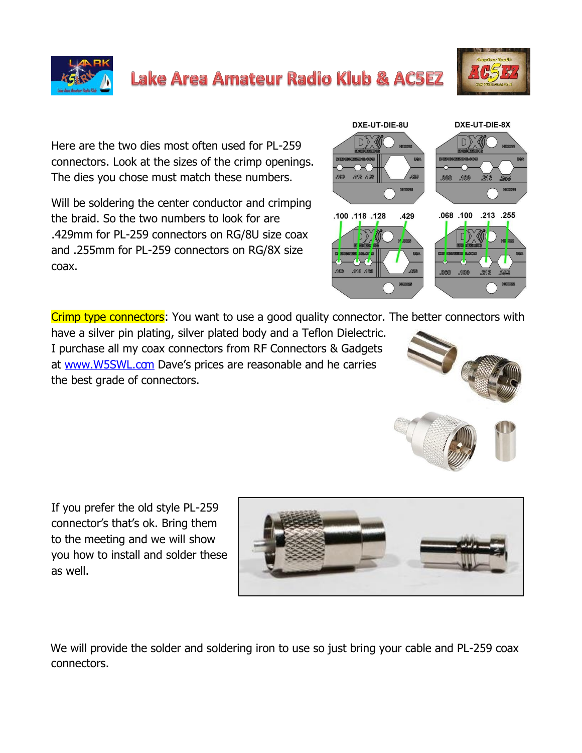# Lake Area Amateur Radio Klub & AC5EZ

Here are the two dies most often used for PL-259 connectors. Look at the sizes of the crimp openings. The dies you chose must match these numbers.

Will be soldering the center conductor and crimping the braid. So the two numbers to look for are .429mm for PL-259 connectors on RG/8U size coax and .255mm for PL-259 connectors on RG/8X size coax.

DXE-UT-DIE-8U

.100 .118 .128 .429

DXE-UT-DIE-8X

.068 .100 .213 .255

Crimp type connectors: You want to use a good quality connector. The better connectors with have a silver pin plating, silver plated body and a Teflon Dielectric. I purchase all my coax connectors from RF Connectors & Gadgets at www.W5SWL.com Dave's prices are reasonable and he carries the best grade of connectors.

If you prefer the old style PL-259 connector's that's ok. Bring them to the meeting and we will show you how to install and solder these as well.

We will provide the solder and soldering iron to use so just bring your cable and PL-259 coax connectors.